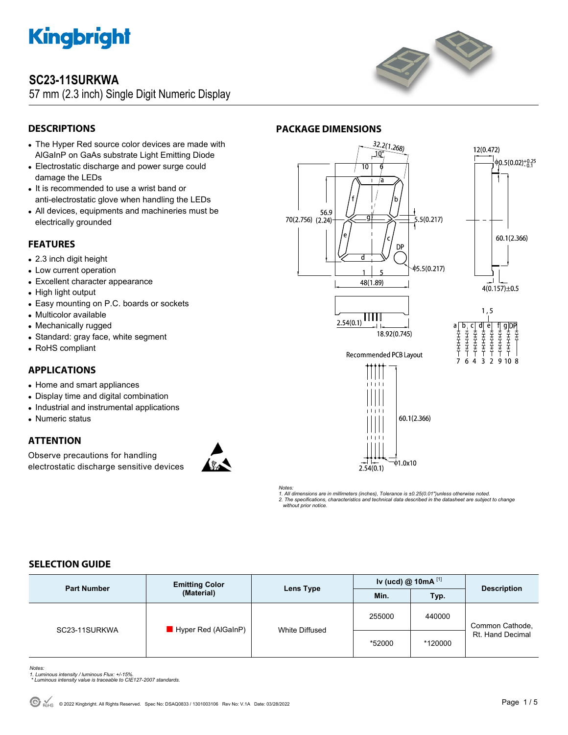# SC23-11SURKWA

57 mm (2.3 inch) Single Digit Numeric Display

## DESCRIPTIONS

- The Hyper Red source color devices are made with AlGaInP on GaAs substrate Light Emitting Diode
- Electrostatic discharge and power surge could damage the LEDs
- It is recommended to use a wrist band or anti-electrostatic glove when handling the LEDs
- All devices, equipments and machineries must be electrically grounded

## FEATURES

- 2.3 inch digit height
- Low current operation
- Excellent character appearance
- High light output
- Easy mounting on P.C. boards or sockets
- Multicolor available
- Mechanically rugged
- Standard: gray face, white segment
- RoHS compliant

## APPLICATIONS

- Home and smart appliances
- Display time and digital combination
- Industrial and instrumental applications
- Numeric status

## ATTENTION

Observe precautions for handling electrostatic discharge sensitive devices

## PACKAGE DIMENSIONS

*Notes:*
*1. All dimensions are in millimeters (inches), Tolerance is ±0.25(0.01")unless otherwise noted.*
*2. The specifications, characteristics and technical data described in the datasheet are subject to change without prior notice.*

## SELECTION GUIDE

| Part Number | Emitting Color (Material) | Lens Type | Iv (ucd) @ 10mA [1] | | Description |
|---|---|---|---|---|---|
| | | | Min. | Typ. | |
| SC23-11SURKWA | Hyper Red (AlGaInP) | White Diffused | 255000 | 440000 | Common Cathode, Rt. Hand Decimal |
| | | | *52000 | *120000 | |

*Notes:*
*1. Luminous intensity / luminous Flux: +/-15%.*
*\* Luminous intensity value is traceable to CIE127-2007 standards.*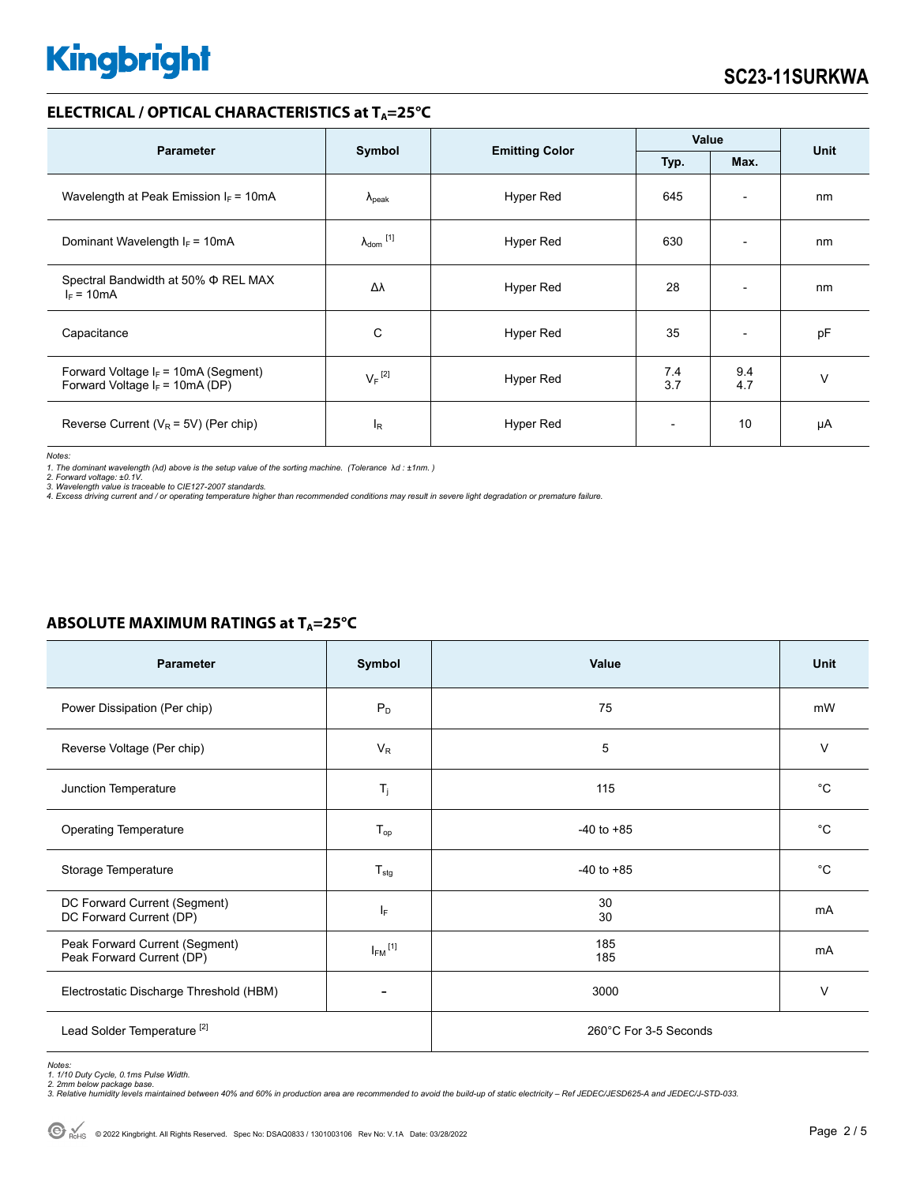## ELECTRICAL / OPTICAL CHARACTERISTICS at $T_A$=25°C

| Parameter | Symbol | Emitting Color | Value | | Unit |
|---|---|---|---|---|---|
| | | | Typ. | Max. | |
| Wavelength at Peak Emission $I_F$ = 10mA | $\lambda_{peak}$ | Hyper Red | 645 | - | nm |
| Dominant Wavelength $I_F$ = 10mA | $\lambda_{dom}$ [1] | Hyper Red | 630 | - | nm |
| Spectral Bandwidth at 50% Φ REL MAX $I_F$ = 10mA | Δλ | Hyper Red | 28 | - | nm |
| Capacitance | C | Hyper Red | 35 | - | pF |
| Forward Voltage $I_F$ = 10mA (Segment)<br>Forward Voltage $I_F$ = 10mA (DP) | $V_F$ [2] | Hyper Red | 7.4<br>3.7 | 9.4<br>4.7 | V |
| Reverse Current ($V_R$ = 5V) (Per chip) | $I_R$ | Hyper Red | - | 10 | µA |

*Notes:*
*1. The dominant wavelength (λd) above is the setup value of the sorting machine. (Tolerance λd : ±1nm. )*
*2. Forward voltage: ±0.1V.*
*3. Wavelength value is traceable to CIE127-2007 standards.*
*4. Excess driving current and / or operating temperature higher than recommended conditions may result in severe light degradation or premature failure.*

## ABSOLUTE MAXIMUM RATINGS at $T_A$=25°C

| Parameter | Symbol | Value | Unit |
|---|---|---|---|
| Power Dissipation (Per chip) | $P_D$ | 75 | mW |
| Reverse Voltage (Per chip) | $V_R$ | 5 | V |
| Junction Temperature | $T_j$ | 115 | °C |
| Operating Temperature | $T_{op}$ | -40 to +85 | °C |
| Storage Temperature | $T_{stg}$ | -40 to +85 | °C |
| DC Forward Current (Segment)<br>DC Forward Current (DP) | $I_F$ | 30<br>30 | mA |
| Peak Forward Current (Segment)<br>Peak Forward Current (DP) | $I_{FM}$ [1] | 185<br>185 | mA |
| Electrostatic Discharge Threshold (HBM) | - | 3000 | V |
| Lead Solder Temperature [2] | | 260°C For 3-5 Seconds | |

*Notes:*
*1. 1/10 Duty Cycle, 0.1ms Pulse Width.*
*2. 2mm below package base.*
*3. Relative humidity levels maintained between 40% and 60% in production area are recommended to avoid the build-up of static electricity – Ref JEDEC/JESD625-A and JEDEC/J-STD-033.*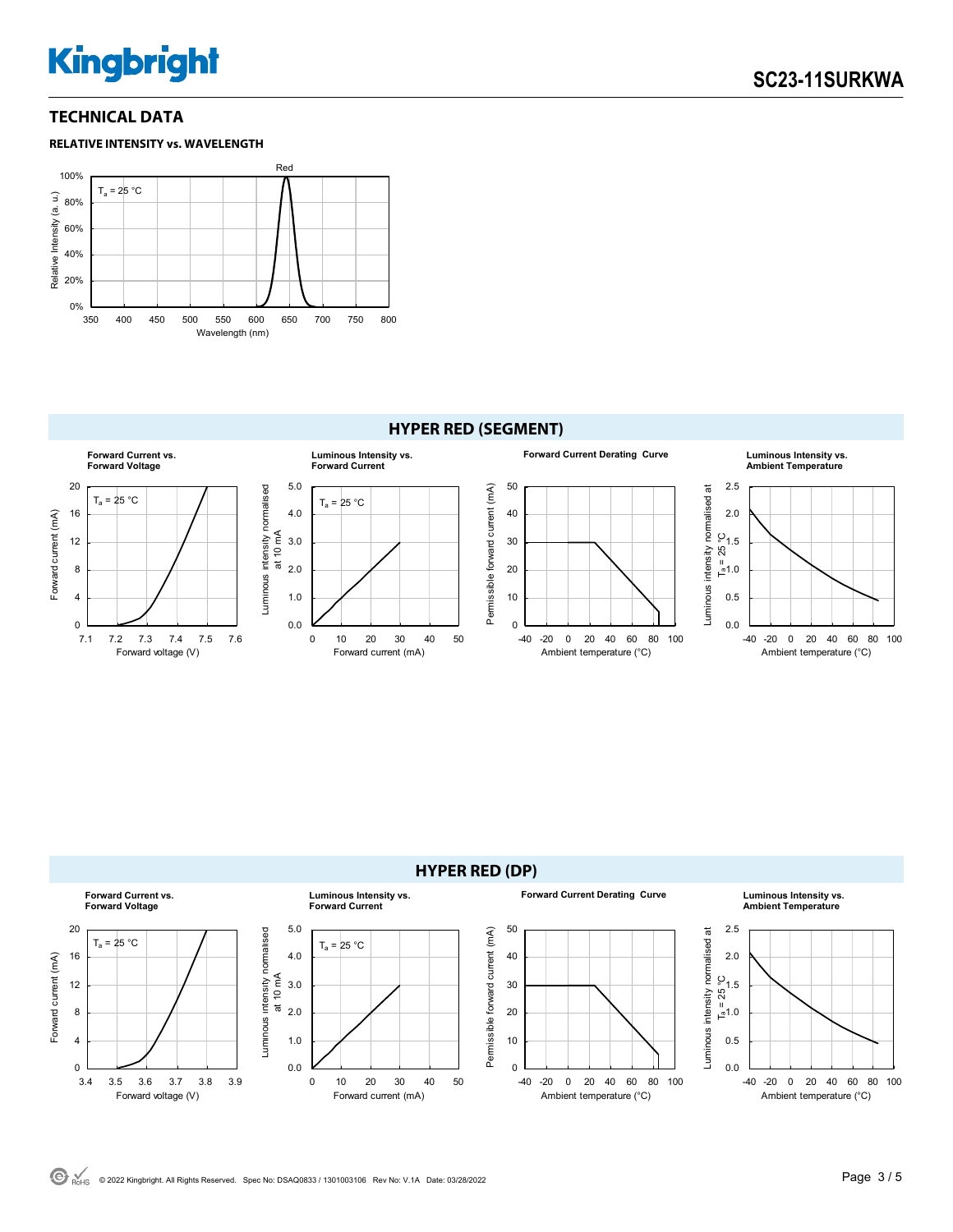## TECHNICAL DATA

**RELATIVE INTENSITY vs. WAVELENGTH**

Red

$T_a$ = 25 °C

Relative Intensity (a. u.)

100%
80%
60%
40%
20%
0%

350 400 450 500 550 600 650 700 750 800

Wavelength (nm)

## HYPER RED (SEGMENT)

**Forward Current vs. Forward Voltage**

$T_a$ = 25 °C

Forward current (mA)

Forward voltage (V)

**Luminous Intensity vs. Forward Current**

$T_a$ = 25 °C

Luminous intensity normalised at 10 mA

Forward current (mA)

**Forward Current Derating Curve**

Permissible forward current (mA)

Ambient temperature (°C)

**Luminous Intensity vs. Ambient Temperature**

Luminous intensity normalised at $T_a$ = 25 °C

Ambient temperature (°C)

## HYPER RED (DP)

**Forward Current vs. Forward Voltage**

$T_a$ = 25 °C

Forward current (mA)

Forward voltage (V)

**Luminous Intensity vs. Forward Current**

$T_a$ = 25 °C

Luminous intensity normalised at 10 mA

Forward current (mA)

**Forward Current Derating Curve**

Permissible forward current (mA)

Ambient temperature (°C)

**Luminous Intensity vs. Ambient Temperature**

Luminous intensity normalised at $T_a$ = 25 °C

Ambient temperature (°C)

© 2022 Kingbright. All Rights Reserved. Spec No: DSAQ0833 / 1301003106 Rev No: V.1A Date: 03/28/2022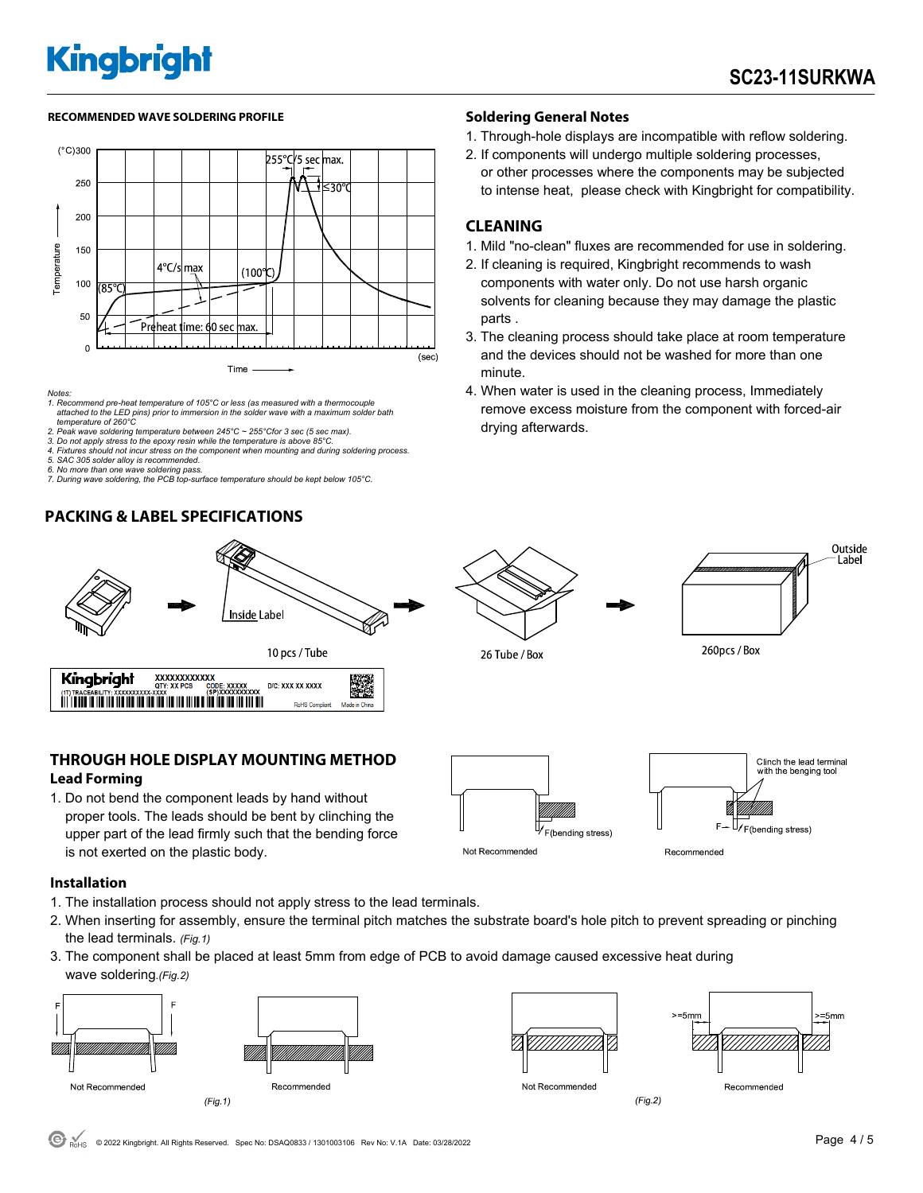## RECOMMENDED WAVE SOLDERING PROFILE

Notes:

1. Recommend pre-heat temperature of 105°C or less (as measured with a thermocouple attached to the LED pins) prior to immersion in the solder wave with a maximum solder bath temperature of 260°C
2. Peak wave soldering temperature between 245°C ~ 255°Cfor 3 sec (5 sec max).
3. Do not apply stress to the epoxy resin while the temperature is above 85°C.
4. Fixtures should not incur stress on the component when mounting and during soldering process.
5. SAC 305 solder alloy is recommended.
6. No more than one wave soldering pass.
7. During wave soldering, the PCB top-surface temperature should be kept below 105°C.

## Soldering General Notes

1. Through-hole displays are incompatible with reflow soldering.
2. If components will undergo multiple soldering processes, or other processes where the components may be subjected to intense heat, please check with Kingbright for compatibility.

## CLEANING

1. Mild "no-clean" fluxes are recommended for use in soldering.
2. If cleaning is required, Kingbright recommends to wash components with water only. Do not use harsh organic solvents for cleaning because they may damage the plastic parts .
3. The cleaning process should take place at room temperature and the devices should not be washed for more than one minute.
4. When water is used in the cleaning process, Immediately remove excess moisture from the component with forced-air drying afterwards.

## PACKING & LABEL SPECIFICATIONS

Inside Label — 10 pcs / Tube → 26 Tube / Box → 260pcs / Box (Outside Label)

## THROUGH HOLE DISPLAY MOUNTING METHOD

### Lead Forming

1. Do not bend the component leads by hand without proper tools. The leads should be bent by clinching the upper part of the lead firmly such that the bending force is not exerted on the plastic body.

### Installation

1. The installation process should not apply stress to the lead terminals.
2. When inserting for assembly, ensure the terminal pitch matches the substrate board's hole pitch to prevent spreading or pinching the lead terminals. *(Fig.1)*
3. The component shall be placed at least 5mm from edge of PCB to avoid damage caused excessive heat during wave soldering.*(Fig.2)*

*(Fig.1)*

*(Fig.2)*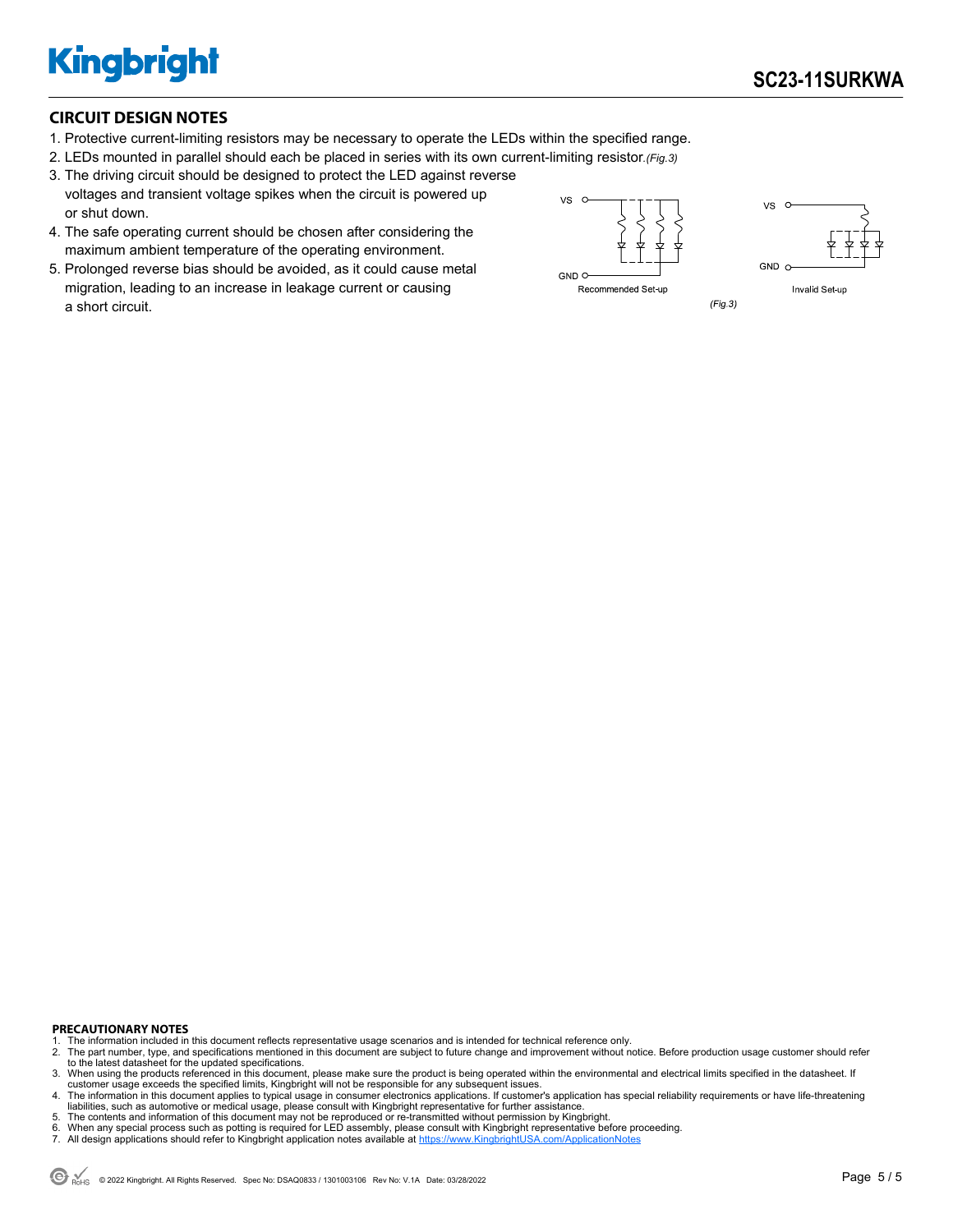## CIRCUIT DESIGN NOTES

1. Protective current-limiting resistors may be necessary to operate the LEDs within the specified range.
2. LEDs mounted in parallel should each be placed in series with its own current-limiting resistor.*(Fig.3)*
3. The driving circuit should be designed to protect the LED against reverse voltages and transient voltage spikes when the circuit is powered up or shut down.
4. The safe operating current should be chosen after considering the maximum ambient temperature of the operating environment.
5. Prolonged reverse bias should be avoided, as it could cause metal migration, leading to an increase in leakage current or causing a short circuit.

VS

GND

Recommended Set-up

VS

GND

Invalid Set-up

*(Fig.3)*

**PRECAUTIONARY NOTES**

1. The information included in this document reflects representative usage scenarios and is intended for technical reference only.
2. The part number, type, and specifications mentioned in this document are subject to future change and improvement without notice. Before production usage customer should refer to the latest datasheet for the updated specifications.
3. When using the products referenced in this document, please make sure the product is being operated within the environmental and electrical limits specified in the datasheet. If customer usage exceeds the specified limits, Kingbright will not be responsible for any subsequent issues.
4. The information in this document applies to typical usage in consumer electronics applications. If customer's application has special reliability requirements or have life-threatening liabilities, such as automotive or medical usage, please consult with Kingbright representative for further assistance.
5. The contents and information of this document may not be reproduced or re-transmitted without permission by Kingbright.
6. When any special process such as potting is required for LED assembly, please consult with Kingbright representative before proceeding.
7. All design applications should refer to Kingbright application notes available at https://www.KingbrightUSA.com/ApplicationNotes